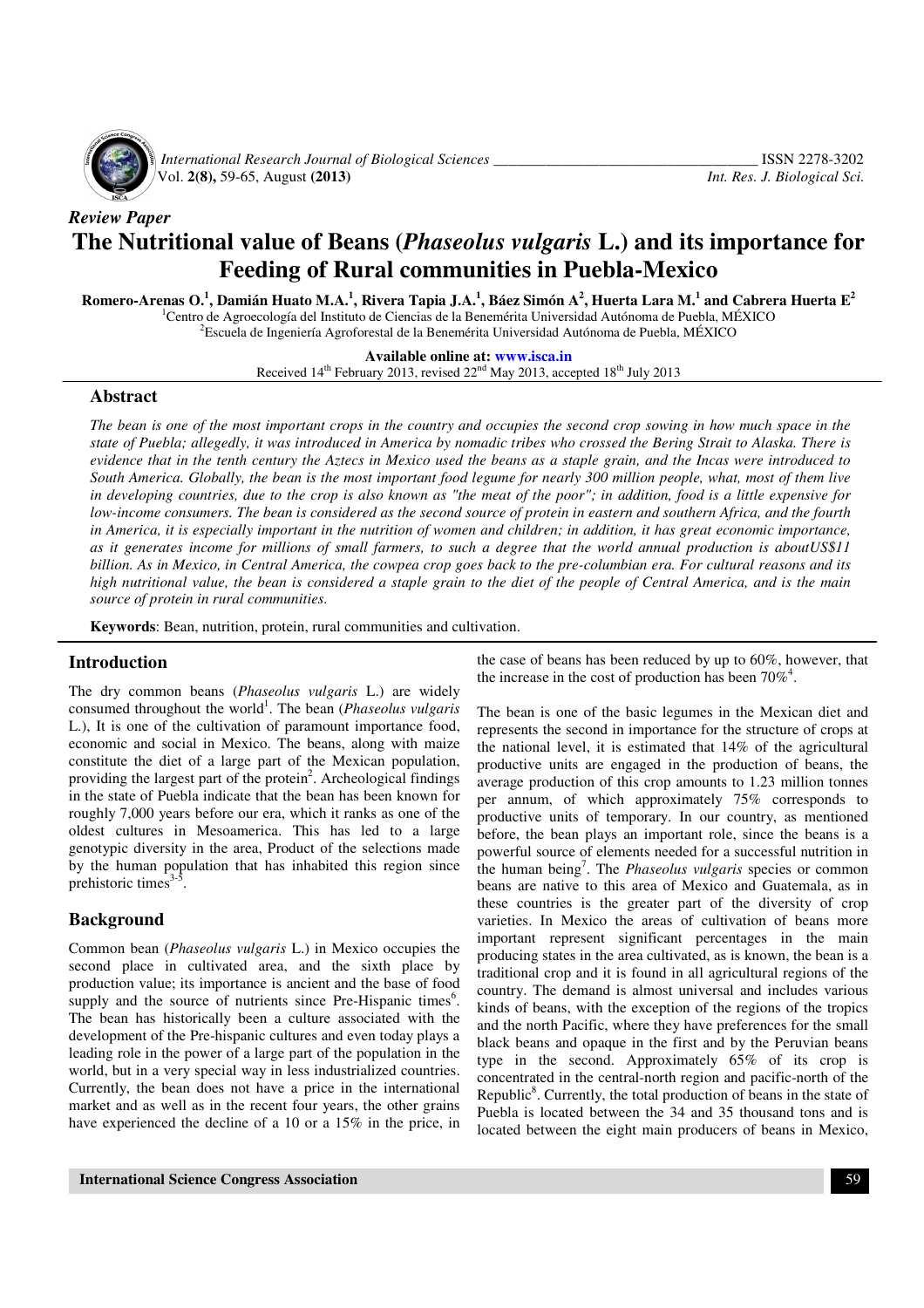*Review Paper*

# The Nutritional value of Beans (*Phaseolus vulgaris* L.) and its importance for Feeding of Rural communities in Puebla-Mexico

**Romero-Arenas O.[1], Damián Huato M.A.[1], Rivera Tapia J.A.[1], Báez Simón A[2], Huerta Lara M.[1] and Cabrera Huerta E[2]**

[1]Centro de Agroecología del Instituto de Ciencias de la Benemérita Universidad Autónoma de Puebla, MÉXICO
[2]Escuela de Ingeniería Agroforestal de la Benemérita Universidad Autónoma de Puebla, MÉXICO

**Available online at: www.isca.in**
Received 14th February 2013, revised 22nd May 2013, accepted 18th July 2013

## Abstract

*The bean is one of the most important crops in the country and occupies the second crop sowing in how much space in the state of Puebla; allegedly, it was introduced in America by nomadic tribes who crossed the Bering Strait to Alaska. There is evidence that in the tenth century the Aztecs in Mexico used the beans as a staple grain, and the Incas were introduced to South America. Globally, the bean is the most important food legume for nearly 300 million people, what, most of them live in developing countries, due to the crop is also known as "the meat of the poor"; in addition, food is a little expensive for low-income consumers. The bean is considered as the second source of protein in eastern and southern Africa, and the fourth in America, it is especially important in the nutrition of women and children; in addition, it has great economic importance, as it generates income for millions of small farmers, to such a degree that the world annual production is aboutUS\$11 billion. As in Mexico, in Central America, the cowpea crop goes back to the pre-columbian era. For cultural reasons and its high nutritional value, the bean is considered a staple grain to the diet of the people of Central America, and is the main source of protein in rural communities.*

**Keywords**: Bean, nutrition, protein, rural communities and cultivation.

## Introduction

The dry common beans (*Phaseolus vulgaris* L.) are widely consumed throughout the world[1]. The bean (*Phaseolus vulgaris* L.), It is one of the cultivation of paramount importance food, economic and social in Mexico. The beans, along with maize constitute the diet of a large part of the Mexican population, providing the largest part of the protein[2]. Archeological findings in the state of Puebla indicate that the bean has been known for roughly 7,000 years before our era, which it ranks as one of the oldest cultures in Mesoamerica. This has led to a large genotypic diversity in the area, Product of the selections made by the human population that has inhabited this region since prehistoric times[3-5].

## Background

Common bean (*Phaseolus vulgaris* L.) in Mexico occupies the second place in cultivated area, and the sixth place by production value; its importance is ancient and the base of food supply and the source of nutrients since Pre-Hispanic times[6]. The bean has historically been a culture associated with the development of the Pre-hispanic cultures and even today plays a leading role in the power of a large part of the population in the world, but in a very special way in less industrialized countries. Currently, the bean does not have a price in the international market and as well as in the recent four years, the other grains have experienced the decline of a 10 or a 15% in the price, in the case of beans has been reduced by up to 60%, however, that the increase in the cost of production has been 70%[4].

The bean is one of the basic legumes in the Mexican diet and represents the second in importance for the structure of crops at the national level, it is estimated that 14% of the agricultural productive units are engaged in the production of beans, the average production of this crop amounts to 1.23 million tonnes per annum, of which approximately 75% corresponds to productive units of temporary. In our country, as mentioned before, the bean plays an important role, since the beans is a powerful source of elements needed for a successful nutrition in the human being[7]. The *Phaseolus vulgaris* species or common beans are native to this area of Mexico and Guatemala, as in these countries is the greater part of the diversity of crop varieties. In Mexico the areas of cultivation of beans more important represent significant percentages in the main producing states in the area cultivated, as is known, the bean is a traditional crop and it is found in all agricultural regions of the country. The demand is almost universal and includes various kinds of beans, with the exception of the regions of the tropics and the north Pacific, where they have preferences for the small black beans and opaque in the first and by the Peruvian beans type in the second. Approximately 65% of its crop is concentrated in the central-north region and pacific-north of the Republic[8]. Currently, the total production of beans in the state of Puebla is located between the 34 and 35 thousand tons and is located between the eight main producers of beans in Mexico,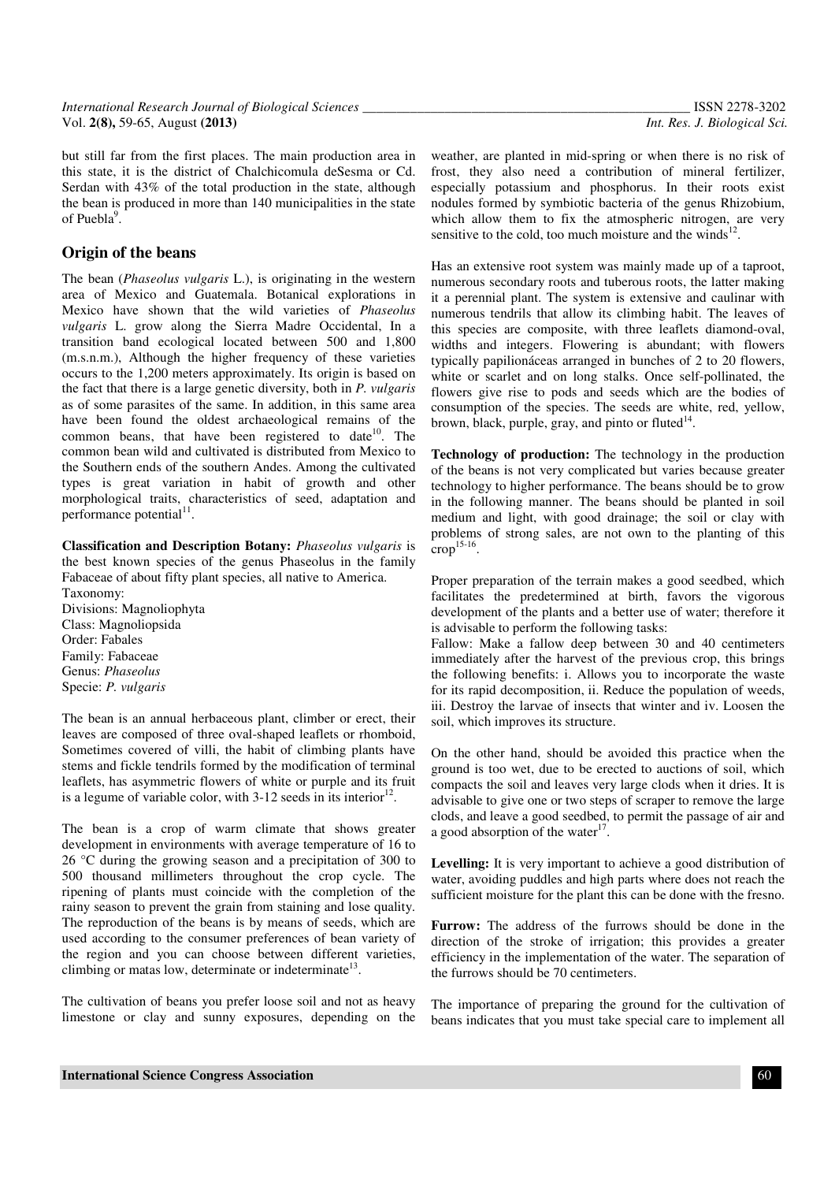but still far from the first places. The main production area in this state, it is the district of Chalchicomula deSesma or Cd. Serdan with 43% of the total production in the state, although the bean is produced in more than 140 municipalities in the state of Puebla[9].

## Origin of the beans

The bean (*Phaseolus vulgaris* L.), is originating in the western area of Mexico and Guatemala. Botanical explorations in Mexico have shown that the wild varieties of *Phaseolus vulgaris* L. grow along the Sierra Madre Occidental, In a transition band ecological located between 500 and 1,800 (m.s.n.m.), Although the higher frequency of these varieties occurs to the 1,200 meters approximately. Its origin is based on the fact that there is a large genetic diversity, both in *P. vulgaris* as of some parasites of the same. In addition, in this same area have been found the oldest archaeological remains of the common beans, that have been registered to date[10]. The common bean wild and cultivated is distributed from Mexico to the Southern ends of the southern Andes. Among the cultivated types is great variation in habit of growth and other morphological traits, characteristics of seed, adaptation and performance potential[11].

**Classification and Description Botany:** *Phaseolus vulgaris* is the best known species of the genus Phaseolus in the family Fabaceae of about fifty plant species, all native to America.

Taxonomy:
Divisions: Magnoliophyta
Class: Magnoliopsida
Order: Fabales
Family: Fabaceae
Genus: *Phaseolus*
Specie: *P. vulgaris*

The bean is an annual herbaceous plant, climber or erect, their leaves are composed of three oval-shaped leaflets or rhomboid, Sometimes covered of villi, the habit of climbing plants have stems and fickle tendrils formed by the modification of terminal leaflets, has asymmetric flowers of white or purple and its fruit is a legume of variable color, with 3-12 seeds in its interior[12].

The bean is a crop of warm climate that shows greater development in environments with average temperature of 16 to 26 °C during the growing season and a precipitation of 300 to 500 thousand millimeters throughout the crop cycle. The ripening of plants must coincide with the completion of the rainy season to prevent the grain from staining and lose quality. The reproduction of the beans is by means of seeds, which are used according to the consumer preferences of bean variety of the region and you can choose between different varieties, climbing or matas low, determinate or indeterminate[13].

The cultivation of beans you prefer loose soil and not as heavy limestone or clay and sunny exposures, depending on the weather, are planted in mid-spring or when there is no risk of frost, they also need a contribution of mineral fertilizer, especially potassium and phosphorus. In their roots exist nodules formed by symbiotic bacteria of the genus Rhizobium, which allow them to fix the atmospheric nitrogen, are very sensitive to the cold, too much moisture and the winds[12].

Has an extensive root system was mainly made up of a taproot, numerous secondary roots and tuberous roots, the latter making it a perennial plant. The system is extensive and caulinar with numerous tendrils that allow its climbing habit. The leaves of this species are composite, with three leaflets diamond-oval, widths and integers. Flowering is abundant; with flowers typically papilionáceas arranged in bunches of 2 to 20 flowers, white or scarlet and on long stalks. Once self-pollinated, the flowers give rise to pods and seeds which are the bodies of consumption of the species. The seeds are white, red, yellow, brown, black, purple, gray, and pinto or fluted[14].

**Technology of production:** The technology in the production of the beans is not very complicated but varies because greater technology to higher performance. The beans should be to grow in the following manner. The beans should be planted in soil medium and light, with good drainage; the soil or clay with problems of strong sales, are not own to the planting of this crop[15-16].

Proper preparation of the terrain makes a good seedbed, which facilitates the predetermined at birth, favors the vigorous development of the plants and a better use of water; therefore it is advisable to perform the following tasks:

Fallow: Make a fallow deep between 30 and 40 centimeters immediately after the harvest of the previous crop, this brings the following benefits: i. Allows you to incorporate the waste for its rapid decomposition, ii. Reduce the population of weeds, iii. Destroy the larvae of insects that winter and iv. Loosen the soil, which improves its structure.

On the other hand, should be avoided this practice when the ground is too wet, due to be erected to auctions of soil, which compacts the soil and leaves very large clods when it dries. It is advisable to give one or two steps of scraper to remove the large clods, and leave a good seedbed, to permit the passage of air and a good absorption of the water[17].

**Levelling:** It is very important to achieve a good distribution of water, avoiding puddles and high parts where does not reach the sufficient moisture for the plant this can be done with the fresno.

**Furrow:** The address of the furrows should be done in the direction of the stroke of irrigation; this provides a greater efficiency in the implementation of the water. The separation of the furrows should be 70 centimeters.

The importance of preparing the ground for the cultivation of beans indicates that you must take special care to implement all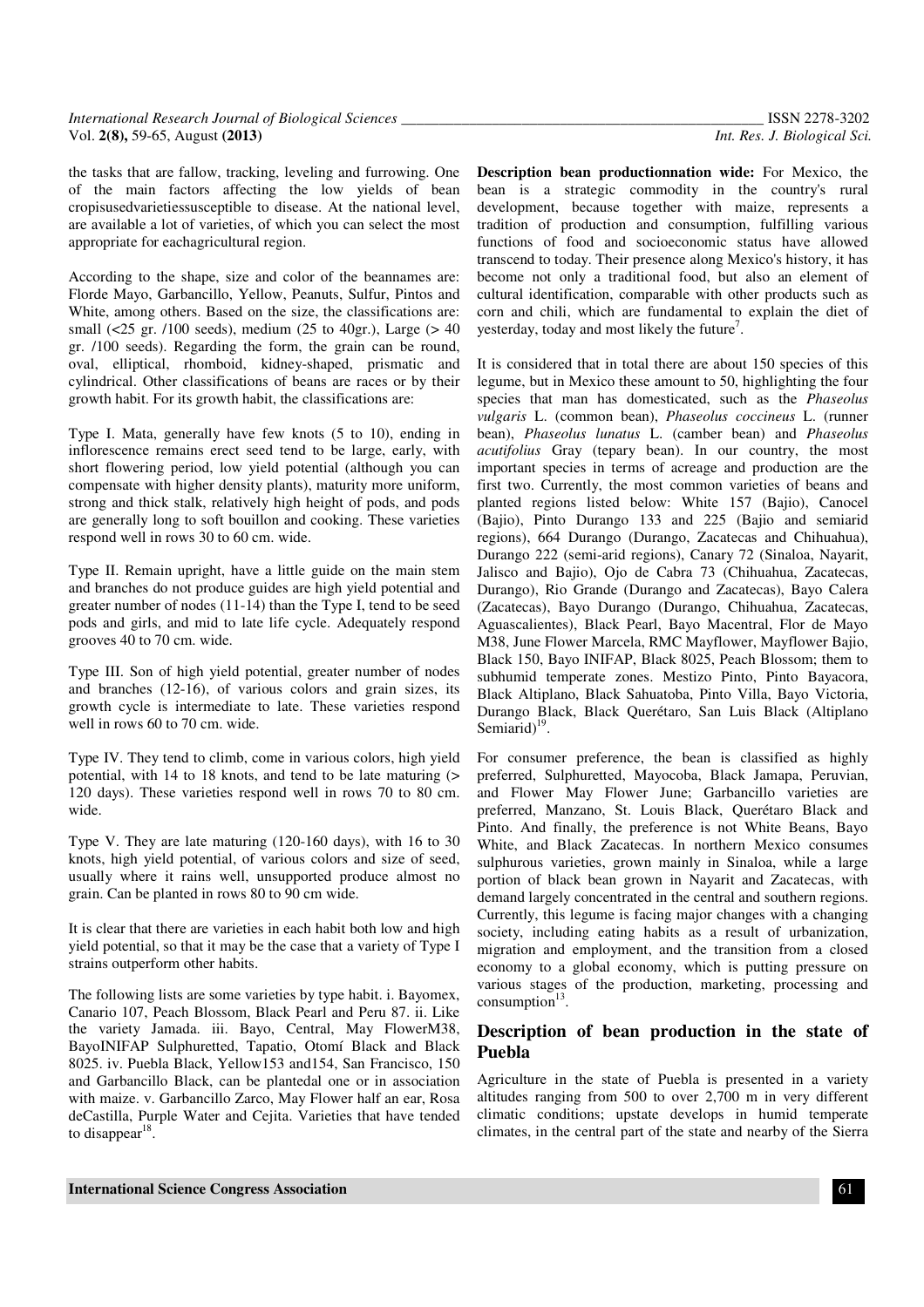the tasks that are fallow, tracking, leveling and furrowing. One of the main factors affecting the low yields of bean cropisusedvarietiessusceptible to disease. At the national level, are available a lot of varieties, of which you can select the most appropriate for eachagricultural region.

According to the shape, size and color of the beannames are: Florde Mayo, Garbancillo, Yellow, Peanuts, Sulfur, Pintos and White, among others. Based on the size, the classifications are: small (<25 gr. /100 seeds), medium (25 to 40gr.), Large (> 40 gr. /100 seeds). Regarding the form, the grain can be round, oval, elliptical, rhomboid, kidney-shaped, prismatic and cylindrical. Other classifications of beans are races or by their growth habit. For its growth habit, the classifications are:

Type I. Mata, generally have few knots (5 to 10), ending in inflorescence remains erect seed tend to be large, early, with short flowering period, low yield potential (although you can compensate with higher density plants), maturity more uniform, strong and thick stalk, relatively high height of pods, and pods are generally long to soft bouillon and cooking. These varieties respond well in rows 30 to 60 cm. wide.

Type II. Remain upright, have a little guide on the main stem and branches do not produce guides are high yield potential and greater number of nodes (11-14) than the Type I, tend to be seed pods and girls, and mid to late life cycle. Adequately respond grooves 40 to 70 cm. wide.

Type III. Son of high yield potential, greater number of nodes and branches (12-16), of various colors and grain sizes, its growth cycle is intermediate to late. These varieties respond well in rows 60 to 70 cm. wide.

Type IV. They tend to climb, come in various colors, high yield potential, with 14 to 18 knots, and tend to be late maturing (> 120 days). These varieties respond well in rows 70 to 80 cm. wide.

Type V. They are late maturing (120-160 days), with 16 to 30 knots, high yield potential, of various colors and size of seed, usually where it rains well, unsupported produce almost no grain. Can be planted in rows 80 to 90 cm wide.

It is clear that there are varieties in each habit both low and high yield potential, so that it may be the case that a variety of Type I strains outperform other habits.

The following lists are some varieties by type habit. i. Bayomex, Canario 107, Peach Blossom, Black Pearl and Peru 87. ii. Like the variety Jamada. iii. Bayo, Central, May FlowerM38, BayoINIFAP Sulphuretted, Tapatio, Otomí Black and Black 8025. iv. Puebla Black, Yellow153 and154, San Francisco, 150 and Garbancillo Black, can be plantedal one or in association with maize. v. Garbancillo Zarco, May Flower half an ear, Rosa deCastilla, Purple Water and Cejita. Varieties that have tended to disappear[18].

**Description bean productionnation wide:** For Mexico, the bean is a strategic commodity in the country's rural development, because together with maize, represents a tradition of production and consumption, fulfilling various functions of food and socioeconomic status have allowed transcend to today. Their presence along Mexico's history, it has become not only a traditional food, but also an element of cultural identification, comparable with other products such as corn and chili, which are fundamental to explain the diet of yesterday, today and most likely the future[7].

It is considered that in total there are about 150 species of this legume, but in Mexico these amount to 50, highlighting the four species that man has domesticated, such as the *Phaseolus vulgaris* L. (common bean), *Phaseolus coccineus* L. (runner bean), *Phaseolus lunatus* L. (camber bean) and *Phaseolus acutifolius* Gray (tepary bean). In our country, the most important species in terms of acreage and production are the first two. Currently, the most common varieties of beans and planted regions listed below: White 157 (Bajio), Canocel (Bajio), Pinto Durango 133 and 225 (Bajio and semiarid regions), 664 Durango (Durango, Zacatecas and Chihuahua), Durango 222 (semi-arid regions), Canary 72 (Sinaloa, Nayarit, Jalisco and Bajio), Ojo de Cabra 73 (Chihuahua, Zacatecas, Durango), Rio Grande (Durango and Zacatecas), Bayo Calera (Zacatecas), Bayo Durango (Durango, Chihuahua, Zacatecas, Aguascalientes), Black Pearl, Bayo Macentral, Flor de Mayo M38, June Flower Marcela, RMC Mayflower, Mayflower Bajio, Black 150, Bayo INIFAP, Black 8025, Peach Blossom; them to subhumid temperate zones. Mestizo Pinto, Pinto Bayacora, Black Altiplano, Black Sahuatoba, Pinto Villa, Bayo Victoria, Durango Black, Black Querétaro, San Luis Black (Altiplano Semiarid)[19].

For consumer preference, the bean is classified as highly preferred, Sulphuretted, Mayocoba, Black Jamapa, Peruvian, and Flower May Flower June; Garbancillo varieties are preferred, Manzano, St. Louis Black, Querétaro Black and Pinto. And finally, the preference is not White Beans, Bayo White, and Black Zacatecas. In northern Mexico consumes sulphurous varieties, grown mainly in Sinaloa, while a large portion of black bean grown in Nayarit and Zacatecas, with demand largely concentrated in the central and southern regions. Currently, this legume is facing major changes with a changing society, including eating habits as a result of urbanization, migration and employment, and the transition from a closed economy to a global economy, which is putting pressure on various stages of the production, marketing, processing and consumption[13].

## Description of bean production in the state of Puebla

Agriculture in the state of Puebla is presented in a variety altitudes ranging from 500 to over 2,700 m in very different climatic conditions; upstate develops in humid temperate climates, in the central part of the state and nearby of the Sierra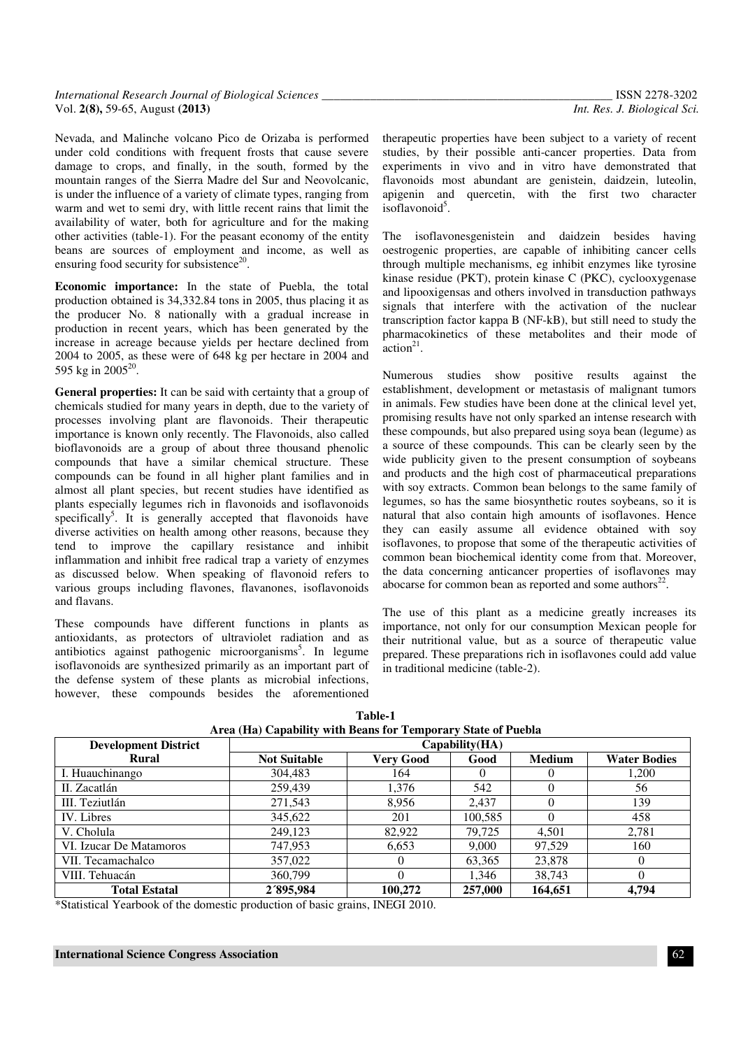Nevada, and Malinche volcano Pico de Orizaba is performed under cold conditions with frequent frosts that cause severe damage to crops, and finally, in the south, formed by the mountain ranges of the Sierra Madre del Sur and Neovolcanic, is under the influence of a variety of climate types, ranging from warm and wet to semi dry, with little recent rains that limit the availability of water, both for agriculture and for the making other activities (table-1). For the peasant economy of the entity beans are sources of employment and income, as well as ensuring food security for subsistence[20].

**Economic importance:** In the state of Puebla, the total production obtained is 34,332.84 tons in 2005, thus placing it as the producer No. 8 nationally with a gradual increase in production in recent years, which has been generated by the increase in acreage because yields per hectare declined from 2004 to 2005, as these were of 648 kg per hectare in 2004 and 595 kg in 2005[20].

**General properties:** It can be said with certainty that a group of chemicals studied for many years in depth, due to the variety of processes involving plant are flavonoids. Their therapeutic importance is known only recently. The Flavonoids, also called bioflavonoids are a group of about three thousand phenolic compounds that have a similar chemical structure. These compounds can be found in all higher plant families and in almost all plant species, but recent studies have identified as plants especially legumes rich in flavonoids and isoflavonoids specifically[5]. It is generally accepted that flavonoids have diverse activities on health among other reasons, because they tend to improve the capillary resistance and inhibit inflammation and inhibit free radical trap a variety of enzymes as discussed below. When speaking of flavonoid refers to various groups including flavones, flavanones, isoflavonoids and flavans.

These compounds have different functions in plants as antioxidants, as protectors of ultraviolet radiation and as antibiotics against pathogenic microorganisms[5]. In legume isoflavonoids are synthesized primarily as an important part of the defense system of these plants as microbial infections, however, these compounds besides the aforementioned therapeutic properties have been subject to a variety of recent studies, by their possible anti-cancer properties. Data from experiments in vivo and in vitro have demonstrated that flavonoids most abundant are genistein, daidzein, luteolin, apigenin and quercetin, with the first two character isoflavonoid[5].

The isoflavonesgenistein and daidzein besides having oestrogenic properties, are capable of inhibiting cancer cells through multiple mechanisms, eg inhibit enzymes like tyrosine kinase residue (PKT), protein kinase C (PKC), cyclooxygenase and lipooxigensas and others involved in transduction pathways signals that interfere with the activation of the nuclear transcription factor kappa B (NF-kB), but still need to study the pharmacokinetics of these metabolites and their mode of action[21].

Numerous studies show positive results against the establishment, development or metastasis of malignant tumors in animals. Few studies have been done at the clinical level yet, promising results have not only sparked an intense research with these compounds, but also prepared using soya bean (legume) as a source of these compounds. This can be clearly seen by the wide publicity given to the present consumption of soybeans and products and the high cost of pharmaceutical preparations with soy extracts. Common bean belongs to the same family of legumes, so has the same biosynthetic routes soybeans, so it is natural that also contain high amounts of isoflavones. Hence they can easily assume all evidence obtained with soy isoflavones, to propose that some of the therapeutic activities of common bean biochemical identity come from that. Moreover, the data concerning anticancer properties of isoflavones may abocarse for common bean as reported and some authors[22].

The use of this plant as a medicine greatly increases its importance, not only for our consumption Mexican people for their nutritional value, but as a source of therapeutic value prepared. These preparations rich in isoflavones could add value in traditional medicine (table-2).

**Table-1**
**Area (Ha) Capability with Beans for Temporary State of Puebla**

| Development District Rural | Capability(HA) | | | | |
|---|---|---|---|---|---|
| | Not Suitable | Very Good | Good | Medium | Water Bodies |
| I. Huauchinango | 304,483 | 164 | 0 | 0 | 1,200 |
| II. Zacatlán | 259,439 | 1,376 | 542 | 0 | 56 |
| III. Teziutlán | 271,543 | 8,956 | 2,437 | 0 | 139 |
| IV. Libres | 345,622 | 201 | 100,585 | 0 | 458 |
| V. Cholula | 249,123 | 82,922 | 79,725 | 4,501 | 2,781 |
| VI. Izucar De Matamoros | 747,953 | 6,653 | 9,000 | 97,529 | 160 |
| VII. Tecamachalco | 357,022 | 0 | 63,365 | 23,878 | 0 |
| VIII. Tehuacán | 360,799 | 0 | 1,346 | 38,743 | 0 |
| **Total Estatal** | **2´895,984** | **100,272** | **257,000** | **164,651** | **4,794** |

*Statistical Yearbook of the domestic production of basic grains, INEGI 2010.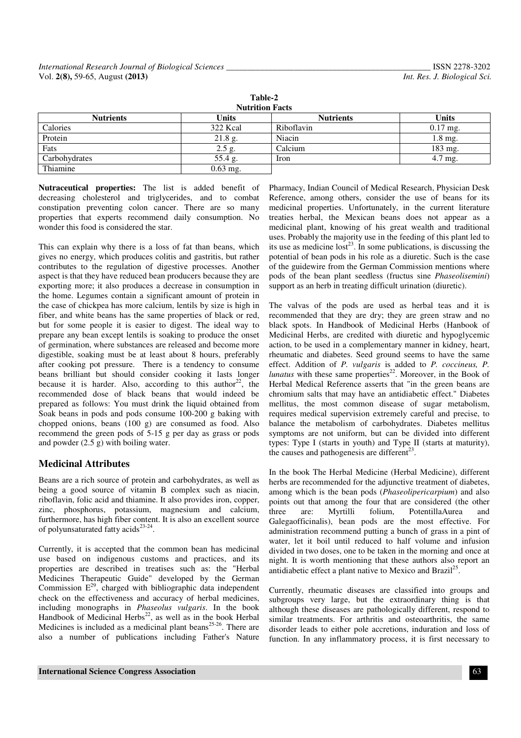**Table-2**
**Nutrition Facts**

| Nutrients | Units | Nutrients | Units |
|---|---|---|---|
| Calories | 322 Kcal | Riboflavin | 0.17 mg. |
| Protein | 21.8 g. | Niacin | 1.8 mg. |
| Fats | 2.5 g. | Calcium | 183 mg. |
| Carbohydrates | 55.4 g. | Iron | 4.7 mg. |
| Thiamine | 0.63 mg. | | |

**Nutraceutical properties:** The list is added benefit of decreasing cholesterol and triglycerides, and to combat constipation preventing colon cancer. There are so many properties that experts recommend daily consumption. No wonder this food is considered the star.

This can explain why there is a loss of fat than beans, which gives no energy, which produces colitis and gastritis, but rather contributes to the regulation of digestive processes. Another aspect is that they have reduced bean producers because they are exporting more; it also produces a decrease in consumption in the home. Legumes contain a significant amount of protein in the case of chickpea has more calcium, lentils by size is high in fiber, and white beans has the same properties of black or red, but for some people it is easier to digest. The ideal way to prepare any bean except lentils is soaking to produce the onset of germination, where substances are released and become more digestible, soaking must be at least about 8 hours, preferably after cooking pot pressure. There is a tendency to consume beans brilliant but should consider cooking it lasts longer because it is harder. Also, according to this author[22], the recommended dose of black beans that would indeed be prepared as follows: You must drink the liquid obtained from Soak beans in pods and pods consume 100-200 g baking with chopped onions, beans (100 g) are consumed as food. Also recommend the green pods of 5-15 g per day as grass or pods and powder (2.5 g) with boiling water.

## Medicinal Attributes

Beans are a rich source of protein and carbohydrates, as well as being a good source of vitamin B complex such as niacin, riboflavin, folic acid and thiamine. It also provides iron, copper, zinc, phosphorus, potassium, magnesium and calcium, furthermore, has high fiber content. It is also an excellent source of polyunsaturated fatty acids[23-24].

Currently, it is accepted that the common bean has medicinal use based on indigenous customs and practices, and its properties are described in treatises such as: the "Herbal Medicines Therapeutic Guide" developed by the German Commission E[29], charged with bibliographic data independent check on the effectiveness and accuracy of herbal medicines, including monographs in *Phaseolus vulgaris*. In the book Handbook of Medicinal Herbs[22], as well as in the book Herbal Medicines is included as a medicinal plant beans[25-26]. There are also a number of publications including Father's Nature Pharmacy, Indian Council of Medical Research, Physician Desk Reference, among others, consider the use of beans for its medicinal properties. Unfortunately, in the current literature treaties herbal, the Mexican beans does not appear as a medicinal plant, knowing of his great wealth and traditional uses. Probably the majority use in the feeding of this plant led to its use as medicine lost[23]. In some publications, is discussing the potential of bean pods in his role as a diuretic. Such is the case of the guidewire from the German Commission mentions where pods of the bean plant seedless (fructus sine *Phaseolisemini*) support as an herb in treating difficult urination (diuretic).

The valvas of the pods are used as herbal teas and it is recommended that they are dry; they are green straw and no black spots. In Handbook of Medicinal Herbs (Hanbook of Medicinal Herbs, are credited with diuretic and hypoglycemic action, to be used in a complementary manner in kidney, heart, rheumatic and diabetes. Seed ground seems to have the same effect. Addition of *P. vulgaris* is added to *P. coccineus, P. lunatus* with these same properties[22]. Moreover, in the Book of Herbal Medical Reference asserts that "in the green beans are chromium salts that may have an antidiabetic effect." Diabetes mellitus, the most common disease of sugar metabolism, requires medical supervision extremely careful and precise, to balance the metabolism of carbohydrates. Diabetes mellitus symptoms are not uniform, but can be divided into different types: Type I (starts in youth) and Type II (starts at maturity), the causes and pathogenesis are different[23].

In the book The Herbal Medicine (Herbal Medicine), different herbs are recommended for the adjunctive treatment of diabetes, among which is the bean pods (*Phaseolipericarpium*) and also points out that among the four that are considered (the other three are: Myrtilli folium, PotentillaAurea and Galegaofficinalis), bean pods are the most effective. For administration recommend putting a bunch of grass in a pint of water, let it boil until reduced to half volume and infusion divided in two doses, one to be taken in the morning and once at night. It is worth mentioning that these authors also report an antidiabetic effect a plant native to Mexico and Brazil[25].

Currently, rheumatic diseases are classified into groups and subgroups very large, but the extraordinary thing is that although these diseases are pathologically different, respond to similar treatments. For arthritis and osteoarthritis, the same disorder leads to either pole accretions, induration and loss of function. In any inflammatory process, it is first necessary to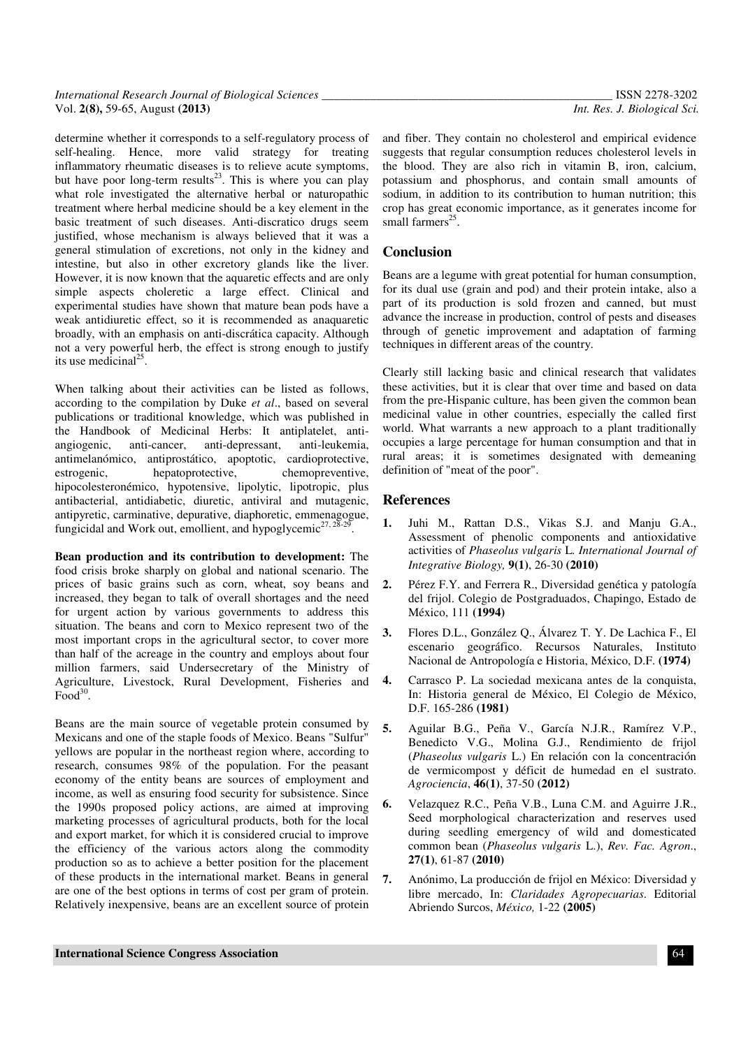determine whether it corresponds to a self-regulatory process of self-healing. Hence, more valid strategy for treating inflammatory rheumatic diseases is to relieve acute symptoms, but have poor long-term results[23]. This is where you can play what role investigated the alternative herbal or naturopathic treatment where herbal medicine should be a key element in the basic treatment of such diseases. Anti-discratico drugs seem justified, whose mechanism is always believed that it was a general stimulation of excretions, not only in the kidney and intestine, but also in other excretory glands like the liver. However, it is now known that the aquaretic effects and are only simple aspects choleretic a large effect. Clinical and experimental studies have shown that mature bean pods have a weak antidiuretic effect, so it is recommended as anaquaretic broadly, with an emphasis on anti-discrática capacity. Although not a very powerful herb, the effect is strong enough to justify its use medicinal[25].

When talking about their activities can be listed as follows, according to the compilation by Duke *et al*., based on several publications or traditional knowledge, which was published in the Handbook of Medicinal Herbs: It antiplatelet, anti-angiogenic, anti-cancer, anti-depressant, anti-leukemia, antimelanómico, antiprostático, apoptotic, cardioprotective, estrogenic, hepatoprotective, chemopreventive, hipocolesteronémico, hypotensive, lipolytic, lipotropic, plus antibacterial, antidiabetic, diuretic, antiviral and mutagenic, antipyretic, carminative, depurative, diaphoretic, emmenagogue, fungicidal and Work out, emollient, and hypoglycemic[27, 28-29].

**Bean production and its contribution to development:** The food crisis broke sharply on global and national scenario. The prices of basic grains such as corn, wheat, soy beans and increased, they began to talk of overall shortages and the need for urgent action by various governments to address this situation. The beans and corn to Mexico represent two of the most important crops in the agricultural sector, to cover more than half of the acreage in the country and employs about four million farmers, said Undersecretary of the Ministry of Agriculture, Livestock, Rural Development, Fisheries and Food[30].

Beans are the main source of vegetable protein consumed by Mexicans and one of the staple foods of Mexico. Beans "Sulfur" yellows are popular in the northeast region where, according to research, consumes 98% of the population. For the peasant economy of the entity beans are sources of employment and income, as well as ensuring food security for subsistence. Since the 1990s proposed policy actions, are aimed at improving marketing processes of agricultural products, both for the local and export market, for which it is considered crucial to improve the efficiency of the various actors along the commodity production so as to achieve a better position for the placement of these products in the international market. Beans in general are one of the best options in terms of cost per gram of protein. Relatively inexpensive, beans are an excellent source of protein and fiber. They contain no cholesterol and empirical evidence suggests that regular consumption reduces cholesterol levels in the blood. They are also rich in vitamin B, iron, calcium, potassium and phosphorus, and contain small amounts of sodium, in addition to its contribution to human nutrition; this crop has great economic importance, as it generates income for small farmers[25].

## Conclusion

Beans are a legume with great potential for human consumption, for its dual use (grain and pod) and their protein intake, also a part of its production is sold frozen and canned, but must advance the increase in production, control of pests and diseases through of genetic improvement and adaptation of farming techniques in different areas of the country.

Clearly still lacking basic and clinical research that validates these activities, but it is clear that over time and based on data from the pre-Hispanic culture, has been given the common bean medicinal value in other countries, especially the called first world. What warrants a new approach to a plant traditionally occupies a large percentage for human consumption and that in rural areas; it is sometimes designated with demeaning definition of "meat of the poor".

## References

1. Juhi M., Rattan D.S., Vikas S.J. and Manju G.A., Assessment of phenolic components and antioxidative activities of *Phaseolus vulgaris* L. *International Journal of Integrative Biology,* **9(1)**, 26-30 **(2010)**
2. Pérez F.Y. and Ferrera R., Diversidad genética y patología del frijol. Colegio de Postgraduados, Chapingo, Estado de México, 111 **(1994)**
3. Flores D.L., González Q., Álvarez T. Y. De Lachica F., El escenario geográfico. Recursos Naturales, Instituto Nacional de Antropología e Historia, México, D.F. **(1974)**
4. Carrasco P. La sociedad mexicana antes de la conquista, In: Historia general de México, El Colegio de México, D.F. 165-286 **(1981)**
5. Aguilar B.G., Peña V., García N.J.R., Ramírez V.P., Benedicto V.G., Molina G.J., Rendimiento de frijol (*Phaseolus vulgaris* L.) En relación con la concentración de vermicompost y déficit de humedad en el sustrato. *Agrociencia*, **46(1)**, 37-50 **(2012)**
6. Velazquez R.C., Peña V.B., Luna C.M. and Aguirre J.R., Seed morphological characterization and reserves used during seedling emergency of wild and domesticated common bean (*Phaseolus vulgaris* L.), *Rev. Fac. Agron*., **27(1)**, 61-87 **(2010)**
7. Anónimo, La producción de frijol en México: Diversidad y libre mercado, In: *Claridades Agropecuarias.* Editorial Abriendo Surcos, *México,* 1-22 **(2005)**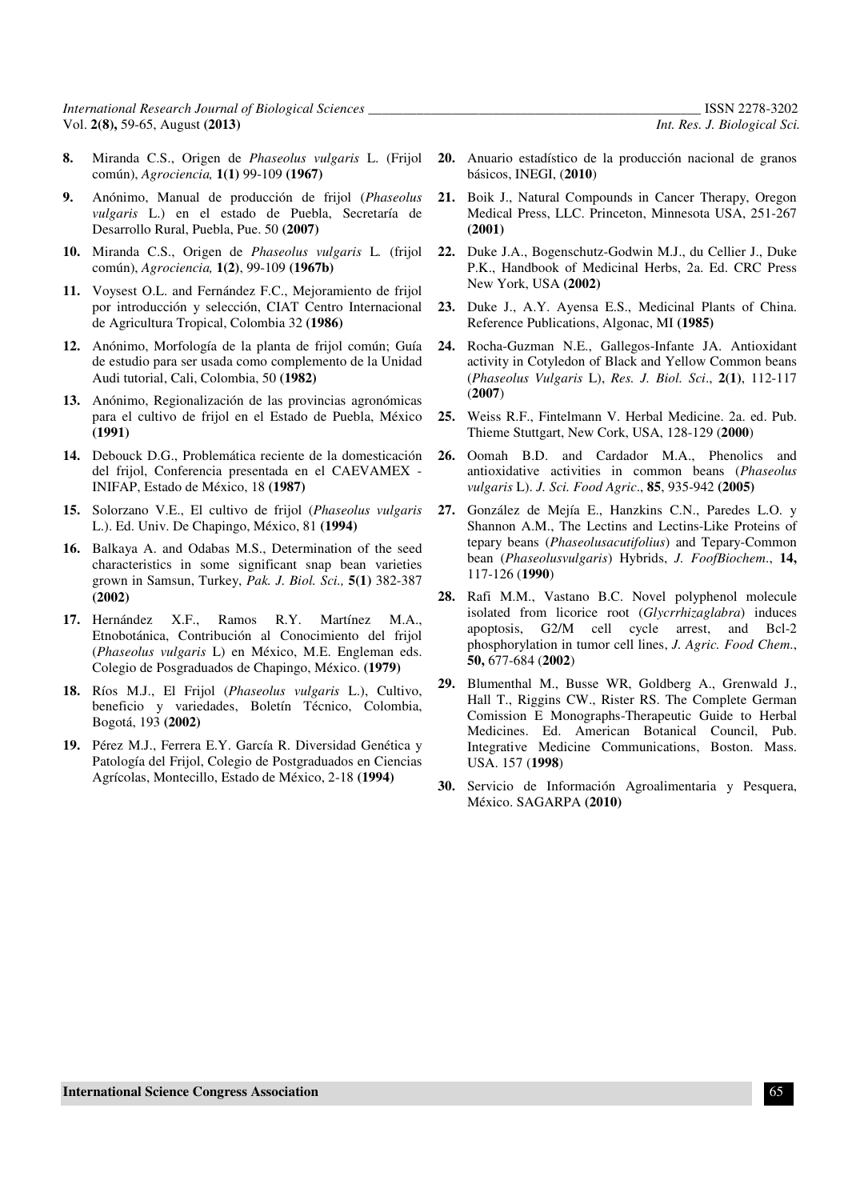8. Miranda C.S., Origen de *Phaseolus vulgaris* L. (Frijol común), *Agrociencia,* **1(1)** 99-109 **(1967)**

9. Anónimo, Manual de producción de frijol (*Phaseolus vulgaris* L.) en el estado de Puebla, Secretaría de Desarrollo Rural, Puebla, Pue. 50 **(2007)**

10. Miranda C.S., Origen de *Phaseolus vulgaris* L. (frijol común), *Agrociencia,* **1(2)**, 99-109 **(1967b)**

11. Voysest O.L. and Fernández F.C., Mejoramiento de frijol por introducción y selección, CIAT Centro Internacional de Agricultura Tropical, Colombia 32 **(1986)**

12. Anónimo, Morfología de la planta de frijol común; Guía de estudio para ser usada como complemento de la Unidad Audi tutorial, Cali, Colombia, 50 **(1982)**

13. Anónimo, Regionalización de las provincias agronómicas para el cultivo de frijol en el Estado de Puebla, México **(1991)**

14. Debouck D.G., Problemática reciente de la domesticación del frijol, Conferencia presentada en el CAEVAMEX - INIFAP, Estado de México, 18 **(1987)**

15. Solorzano V.E., El cultivo de frijol (*Phaseolus vulgaris* L.). Ed. Univ. De Chapingo, México, 81 **(1994)**

16. Balkaya A. and Odabas M.S., Determination of the seed characteristics in some significant snap bean varieties grown in Samsun, Turkey, *Pak. J. Biol. Sci.,* **5(1)** 382-387 **(2002)**

17. Hernández X.F., Ramos R.Y. Martínez M.A., Etnobotánica, Contribución al Conocimiento del frijol (*Phaseolus vulgaris* L) en México, M.E. Engleman eds. Colegio de Posgraduados de Chapingo, México. **(1979)**

18. Ríos M.J., El Frijol (*Phaseolus vulgaris* L.), Cultivo, beneficio y variedades, Boletín Técnico, Colombia, Bogotá, 193 **(2002)**

19. Pérez M.J., Ferrera E.Y. García R. Diversidad Genética y Patología del Frijol, Colegio de Postgraduados en Ciencias Agrícolas, Montecillo, Estado de México, 2-18 **(1994)**

20. Anuario estadístico de la producción nacional de granos básicos, INEGI, (**2010**)

21. Boik J., Natural Compounds in Cancer Therapy, Oregon Medical Press, LLC. Princeton, Minnesota USA, 251-267 **(2001)**

22. Duke J.A., Bogenschutz-Godwin M.J., du Cellier J., Duke P.K., Handbook of Medicinal Herbs, 2a. Ed. CRC Press New York, USA **(2002)**

23. Duke J., A.Y. Ayensa E.S., Medicinal Plants of China. Reference Publications, Algonac, MI **(1985)**

24. Rocha-Guzman N.E., Gallegos-Infante JA. Antioxidant activity in Cotyledon of Black and Yellow Common beans (*Phaseolus Vulgaris* L), *Res. J. Biol. Sci*., **2(1)**, 112-117 (**2007**)

25. Weiss R.F., Fintelmann V. Herbal Medicine. 2a. ed. Pub. Thieme Stuttgart, New Cork, USA, 128-129 (**2000**)

26. Oomah B.D. and Cardador M.A., Phenolics and antioxidative activities in common beans (*Phaseolus vulgaris* L). *J. Sci. Food Agric*., **85**, 935-942 **(2005)**

27. González de Mejía E., Hanzkins C.N., Paredes L.O. y Shannon A.M., The Lectins and Lectins-Like Proteins of tepary beans (*Phaseolusacutifolius*) and Tepary-Common bean (*Phaseolusvulgaris*) Hybrids, *J. FoofBiochem*., **14,** 117-126 (**1990**)

28. Rafi M.M., Vastano B.C. Novel polyphenol molecule isolated from licorice root (*Glycrrhizaglabra*) induces apoptosis, G2/M cell cycle arrest, and Bcl-2 phosphorylation in tumor cell lines, *J. Agric. Food Chem*., **50,** 677-684 (**2002**)

29. Blumenthal M., Busse WR, Goldberg A., Grenwald J., Hall T., Riggins CW., Rister RS. The Complete German Comission E Monographs-Therapeutic Guide to Herbal Medicines. Ed. American Botanical Council, Pub. Integrative Medicine Communications, Boston. Mass. USA. 157 (**1998**)

30. Servicio de Información Agroalimentaria y Pesquera, México. SAGARPA **(2010)**